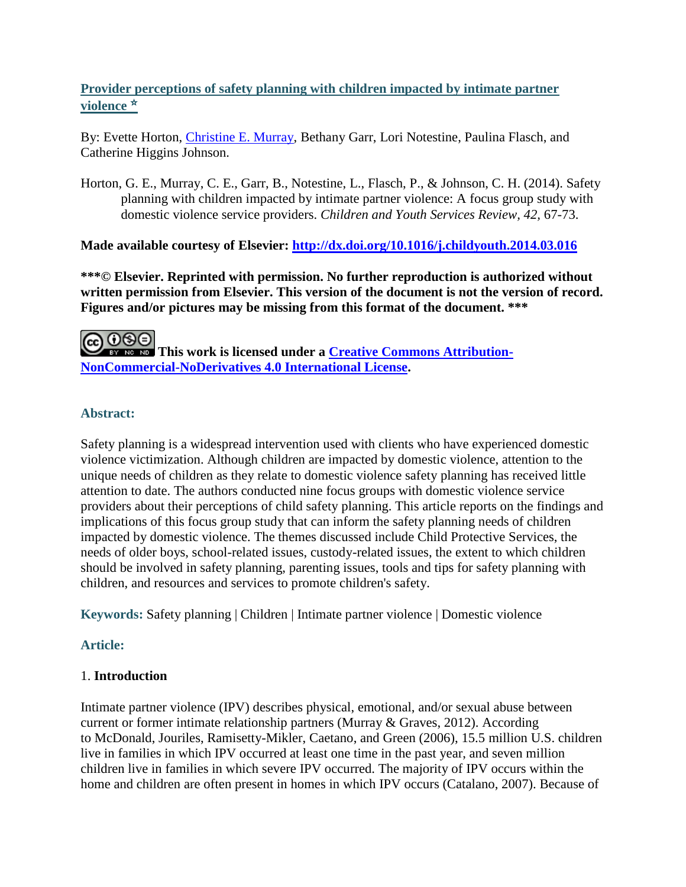# Provider perceptions of safety planning with children impacted by intimate partner violence ☆

By: Evette Horton, Christine E. Murray, Bethany Garr, Lori Notestine, Paulina Flasch, and Catherine Higgins Johnson.

Horton, G. E., Murray, C. E., Garr, B., Notestine, L., Flasch, P., & Johnson, C. H. (2014). Safety planning with children impacted by intimate partner violence: A focus group study with domestic violence service providers. *Children and Youth Services Review, 42,* 67-73.

**Made available courtesy of Elsevier: http://dx.doi.org/10.1016/j.childyouth.2014.03.016**

**\*\*\*© Elsevier. Reprinted with permission. No further reproduction is authorized without written permission from Elsevier. This version of the document is not the version of record. Figures and/or pictures may be missing from this format of the document. \*\*\***

**This work is licensed under a Creative Commons Attribution-NonCommercial-NoDerivatives 4.0 International License.**

## Abstract:

Safety planning is a widespread intervention used with clients who have experienced domestic violence victimization. Although children are impacted by domestic violence, attention to the unique needs of children as they relate to domestic violence safety planning has received little attention to date. The authors conducted nine focus groups with domestic violence service providers about their perceptions of child safety planning. This article reports on the findings and implications of this focus group study that can inform the safety planning needs of children impacted by domestic violence. The themes discussed include Child Protective Services, the needs of older boys, school-related issues, custody-related issues, the extent to which children should be involved in safety planning, parenting issues, tools and tips for safety planning with children, and resources and services to promote children's safety.

**Keywords:** Safety planning | Children | Intimate partner violence | Domestic violence

## Article:

### 1. Introduction

Intimate partner violence (IPV) describes physical, emotional, and/or sexual abuse between current or former intimate relationship partners (Murray & Graves, 2012). According to McDonald, Jouriles, Ramisetty-Mikler, Caetano, and Green (2006), 15.5 million U.S. children live in families in which IPV occurred at least one time in the past year, and seven million children live in families in which severe IPV occurred. The majority of IPV occurs within the home and children are often present in homes in which IPV occurs (Catalano, 2007). Because of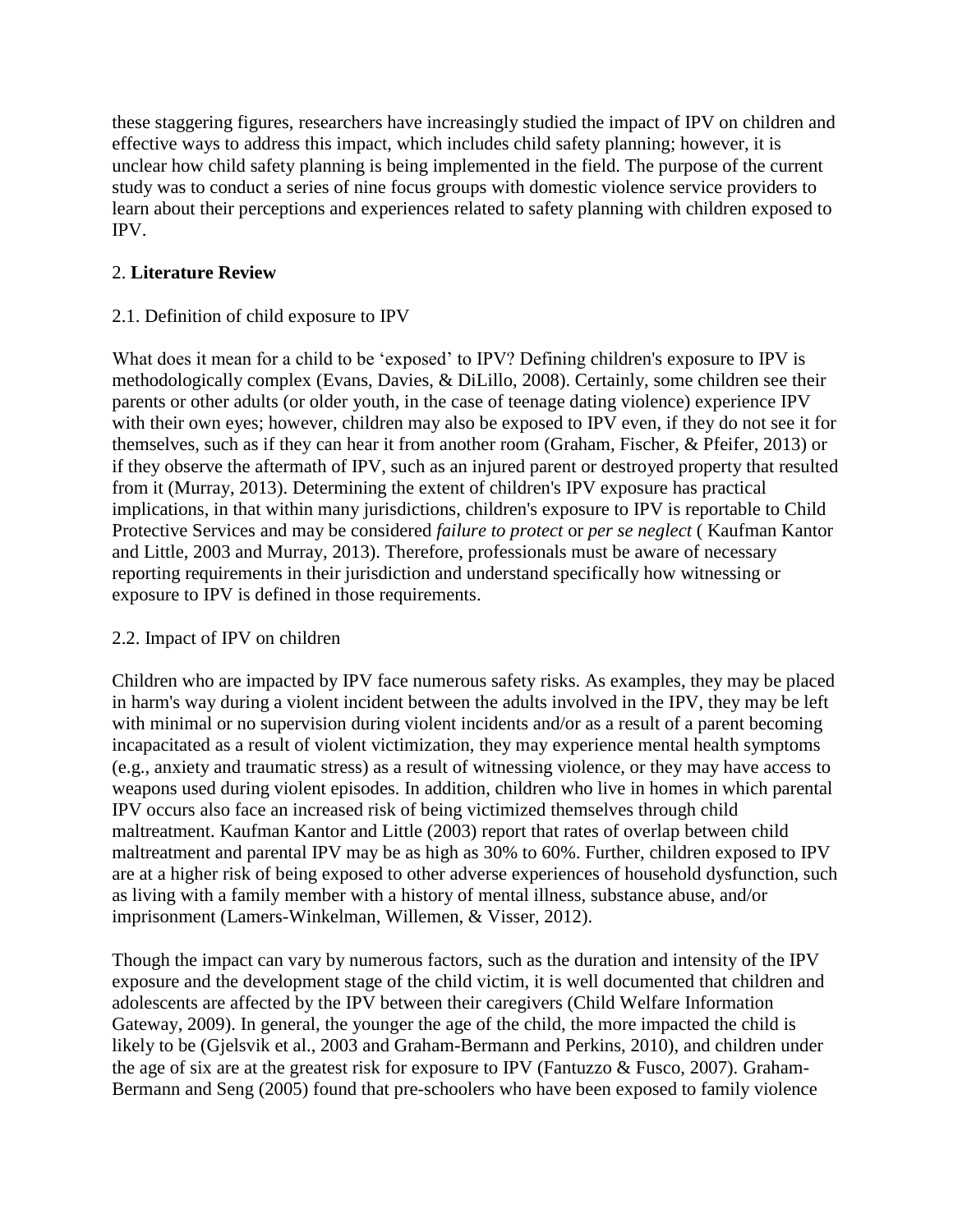these staggering figures, researchers have increasingly studied the impact of IPV on children and effective ways to address this impact, which includes child safety planning; however, it is unclear how child safety planning is being implemented in the field. The purpose of the current study was to conduct a series of nine focus groups with domestic violence service providers to learn about their perceptions and experiences related to safety planning with children exposed to IPV.

## 2. **Literature Review**

### 2.1. Definition of child exposure to IPV

What does it mean for a child to be 'exposed' to IPV? Defining children's exposure to IPV is methodologically complex (Evans, Davies, & DiLillo, 2008). Certainly, some children see their parents or other adults (or older youth, in the case of teenage dating violence) experience IPV with their own eyes; however, children may also be exposed to IPV even, if they do not see it for themselves, such as if they can hear it from another room (Graham, Fischer, & Pfeifer, 2013) or if they observe the aftermath of IPV, such as an injured parent or destroyed property that resulted from it (Murray, 2013). Determining the extent of children's IPV exposure has practical implications, in that within many jurisdictions, children's exposure to IPV is reportable to Child Protective Services and may be considered *failure to protect* or *per se neglect* ( Kaufman Kantor and Little, 2003 and Murray, 2013). Therefore, professionals must be aware of necessary reporting requirements in their jurisdiction and understand specifically how witnessing or exposure to IPV is defined in those requirements.

### 2.2. Impact of IPV on children

Children who are impacted by IPV face numerous safety risks. As examples, they may be placed in harm's way during a violent incident between the adults involved in the IPV, they may be left with minimal or no supervision during violent incidents and/or as a result of a parent becoming incapacitated as a result of violent victimization, they may experience mental health symptoms (e.g., anxiety and traumatic stress) as a result of witnessing violence, or they may have access to weapons used during violent episodes. In addition, children who live in homes in which parental IPV occurs also face an increased risk of being victimized themselves through child maltreatment. Kaufman Kantor and Little (2003) report that rates of overlap between child maltreatment and parental IPV may be as high as 30% to 60%. Further, children exposed to IPV are at a higher risk of being exposed to other adverse experiences of household dysfunction, such as living with a family member with a history of mental illness, substance abuse, and/or imprisonment (Lamers-Winkelman, Willemen, & Visser, 2012).

Though the impact can vary by numerous factors, such as the duration and intensity of the IPV exposure and the development stage of the child victim, it is well documented that children and adolescents are affected by the IPV between their caregivers (Child Welfare Information Gateway, 2009). In general, the younger the age of the child, the more impacted the child is likely to be (Gjelsvik et al., 2003 and Graham-Bermann and Perkins, 2010), and children under the age of six are at the greatest risk for exposure to IPV (Fantuzzo & Fusco, 2007). Graham-Bermann and Seng (2005) found that pre-schoolers who have been exposed to family violence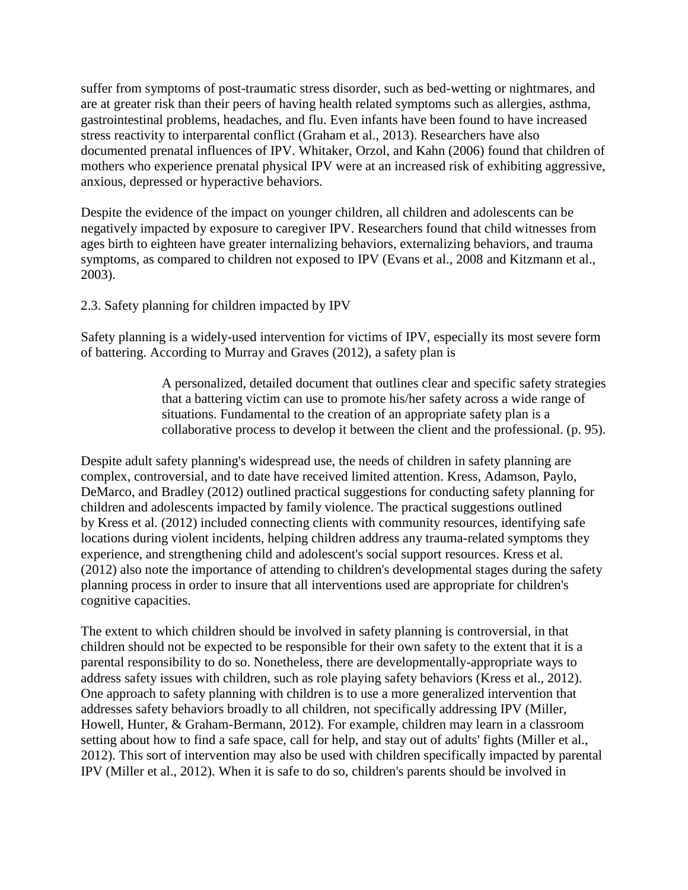suffer from symptoms of post-traumatic stress disorder, such as bed-wetting or nightmares, and are at greater risk than their peers of having health related symptoms such as allergies, asthma, gastrointestinal problems, headaches, and flu. Even infants have been found to have increased stress reactivity to interparental conflict (Graham et al., 2013). Researchers have also documented prenatal influences of IPV. Whitaker, Orzol, and Kahn (2006) found that children of mothers who experience prenatal physical IPV were at an increased risk of exhibiting aggressive, anxious, depressed or hyperactive behaviors.

Despite the evidence of the impact on younger children, all children and adolescents can be negatively impacted by exposure to caregiver IPV. Researchers found that child witnesses from ages birth to eighteen have greater internalizing behaviors, externalizing behaviors, and trauma symptoms, as compared to children not exposed to IPV (Evans et al., 2008 and Kitzmann et al., 2003).

## 2.3. Safety planning for children impacted by IPV

Safety planning is a widely-used intervention for victims of IPV, especially its most severe form of battering. According to Murray and Graves (2012), a safety plan is

> A personalized, detailed document that outlines clear and specific safety strategies that a battering victim can use to promote his/her safety across a wide range of situations. Fundamental to the creation of an appropriate safety plan is a collaborative process to develop it between the client and the professional. (p. 95).

Despite adult safety planning's widespread use, the needs of children in safety planning are complex, controversial, and to date have received limited attention. Kress, Adamson, Paylo, DeMarco, and Bradley (2012) outlined practical suggestions for conducting safety planning for children and adolescents impacted by family violence. The practical suggestions outlined by Kress et al. (2012) included connecting clients with community resources, identifying safe locations during violent incidents, helping children address any trauma-related symptoms they experience, and strengthening child and adolescent's social support resources. Kress et al. (2012) also note the importance of attending to children's developmental stages during the safety planning process in order to insure that all interventions used are appropriate for children's cognitive capacities.

The extent to which children should be involved in safety planning is controversial, in that children should not be expected to be responsible for their own safety to the extent that it is a parental responsibility to do so. Nonetheless, there are developmentally-appropriate ways to address safety issues with children, such as role playing safety behaviors (Kress et al., 2012). One approach to safety planning with children is to use a more generalized intervention that addresses safety behaviors broadly to all children, not specifically addressing IPV (Miller, Howell, Hunter, & Graham-Bermann, 2012). For example, children may learn in a classroom setting about how to find a safe space, call for help, and stay out of adults' fights (Miller et al., 2012). This sort of intervention may also be used with children specifically impacted by parental IPV (Miller et al., 2012). When it is safe to do so, children's parents should be involved in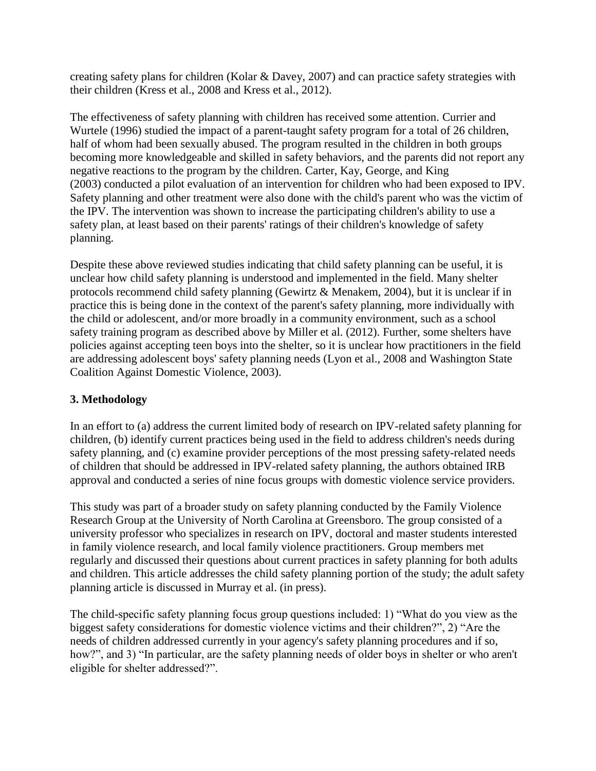creating safety plans for children (Kolar & Davey, 2007) and can practice safety strategies with their children (Kress et al., 2008 and Kress et al., 2012).

The effectiveness of safety planning with children has received some attention. Currier and Wurtele (1996) studied the impact of a parent-taught safety program for a total of 26 children, half of whom had been sexually abused. The program resulted in the children in both groups becoming more knowledgeable and skilled in safety behaviors, and the parents did not report any negative reactions to the program by the children. Carter, Kay, George, and King (2003) conducted a pilot evaluation of an intervention for children who had been exposed to IPV. Safety planning and other treatment were also done with the child's parent who was the victim of the IPV. The intervention was shown to increase the participating children's ability to use a safety plan, at least based on their parents' ratings of their children's knowledge of safety planning.

Despite these above reviewed studies indicating that child safety planning can be useful, it is unclear how child safety planning is understood and implemented in the field. Many shelter protocols recommend child safety planning (Gewirtz & Menakem, 2004), but it is unclear if in practice this is being done in the context of the parent's safety planning, more individually with the child or adolescent, and/or more broadly in a community environment, such as a school safety training program as described above by Miller et al. (2012). Further, some shelters have policies against accepting teen boys into the shelter, so it is unclear how practitioners in the field are addressing adolescent boys' safety planning needs (Lyon et al., 2008 and Washington State Coalition Against Domestic Violence, 2003).

## 3. Methodology

In an effort to (a) address the current limited body of research on IPV-related safety planning for children, (b) identify current practices being used in the field to address children's needs during safety planning, and (c) examine provider perceptions of the most pressing safety-related needs of children that should be addressed in IPV-related safety planning, the authors obtained IRB approval and conducted a series of nine focus groups with domestic violence service providers.

This study was part of a broader study on safety planning conducted by the Family Violence Research Group at the University of North Carolina at Greensboro. The group consisted of a university professor who specializes in research on IPV, doctoral and master students interested in family violence research, and local family violence practitioners. Group members met regularly and discussed their questions about current practices in safety planning for both adults and children. This article addresses the child safety planning portion of the study; the adult safety planning article is discussed in Murray et al. (in press).

The child-specific safety planning focus group questions included: 1) "What do you view as the biggest safety considerations for domestic violence victims and their children?", 2) "Are the needs of children addressed currently in your agency's safety planning procedures and if so, how?", and 3) "In particular, are the safety planning needs of older boys in shelter or who aren't eligible for shelter addressed?".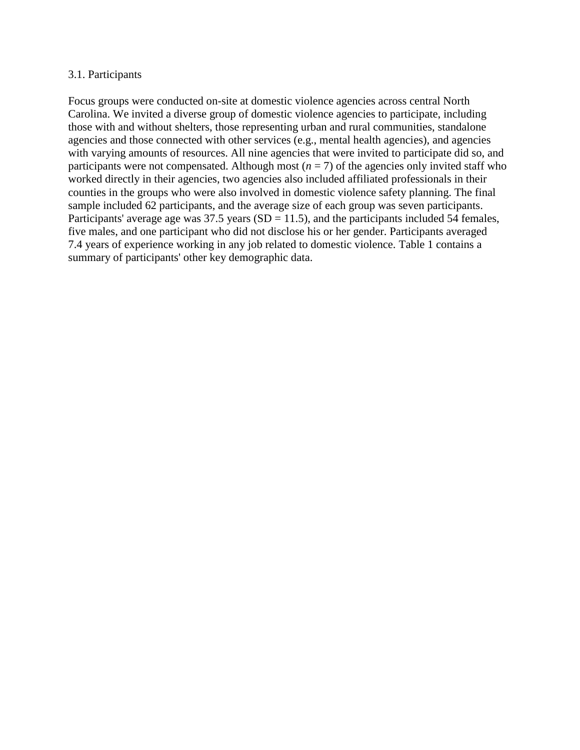### 3.1. Participants

Focus groups were conducted on-site at domestic violence agencies across central North Carolina. We invited a diverse group of domestic violence agencies to participate, including those with and without shelters, those representing urban and rural communities, standalone agencies and those connected with other services (e.g., mental health agencies), and agencies with varying amounts of resources. All nine agencies that were invited to participate did so, and participants were not compensated. Although most ($n = 7$) of the agencies only invited staff who worked directly in their agencies, two agencies also included affiliated professionals in their counties in the groups who were also involved in domestic violence safety planning. The final sample included 62 participants, and the average size of each group was seven participants. Participants' average age was 37.5 years (SD = 11.5), and the participants included 54 females, five males, and one participant who did not disclose his or her gender. Participants averaged 7.4 years of experience working in any job related to domestic violence. Table 1 contains a summary of participants' other key demographic data.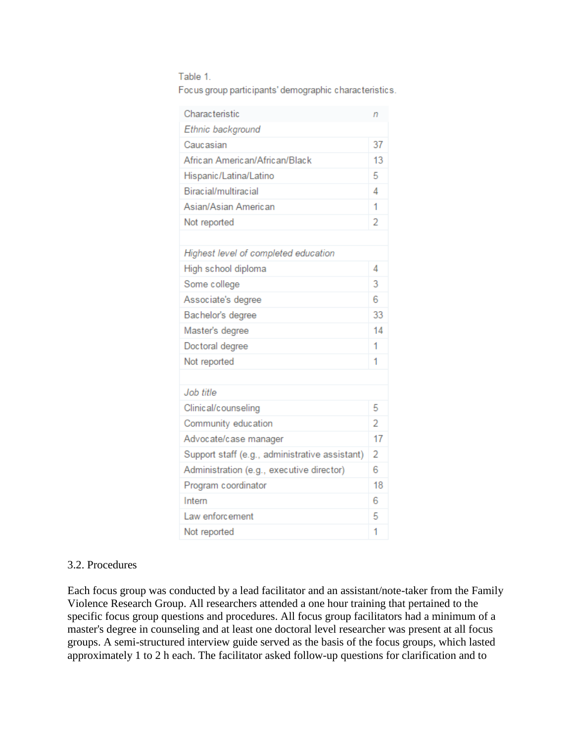Table 1.
Focus group participants' demographic characteristics.

| Characteristic | *n* |
| --- | --- |
| *Ethnic background* | |
| Caucasian | 37 |
| African American/African/Black | 13 |
| Hispanic/Latina/Latino | 5 |
| Biracial/multiracial | 4 |
| Asian/Asian American | 1 |
| Not reported | 2 |
| | |
| *Highest level of completed education* | |
| High school diploma | 4 |
| Some college | 3 |
| Associate's degree | 6 |
| Bachelor's degree | 33 |
| Master's degree | 14 |
| Doctoral degree | 1 |
| Not reported | 1 |
| | |
| *Job title* | |
| Clinical/counseling | 5 |
| Community education | 2 |
| Advocate/case manager | 17 |
| Support staff (e.g., administrative assistant) | 2 |
| Administration (e.g., executive director) | 6 |
| Program coordinator | 18 |
| Intern | 6 |
| Law enforcement | 5 |
| Not reported | 1 |

### 3.2. Procedures

Each focus group was conducted by a lead facilitator and an assistant/note-taker from the Family Violence Research Group. All researchers attended a one hour training that pertained to the specific focus group questions and procedures. All focus group facilitators had a minimum of a master's degree in counseling and at least one doctoral level researcher was present at all focus groups. A semi-structured interview guide served as the basis of the focus groups, which lasted approximately 1 to 2 h each. The facilitator asked follow-up questions for clarification and to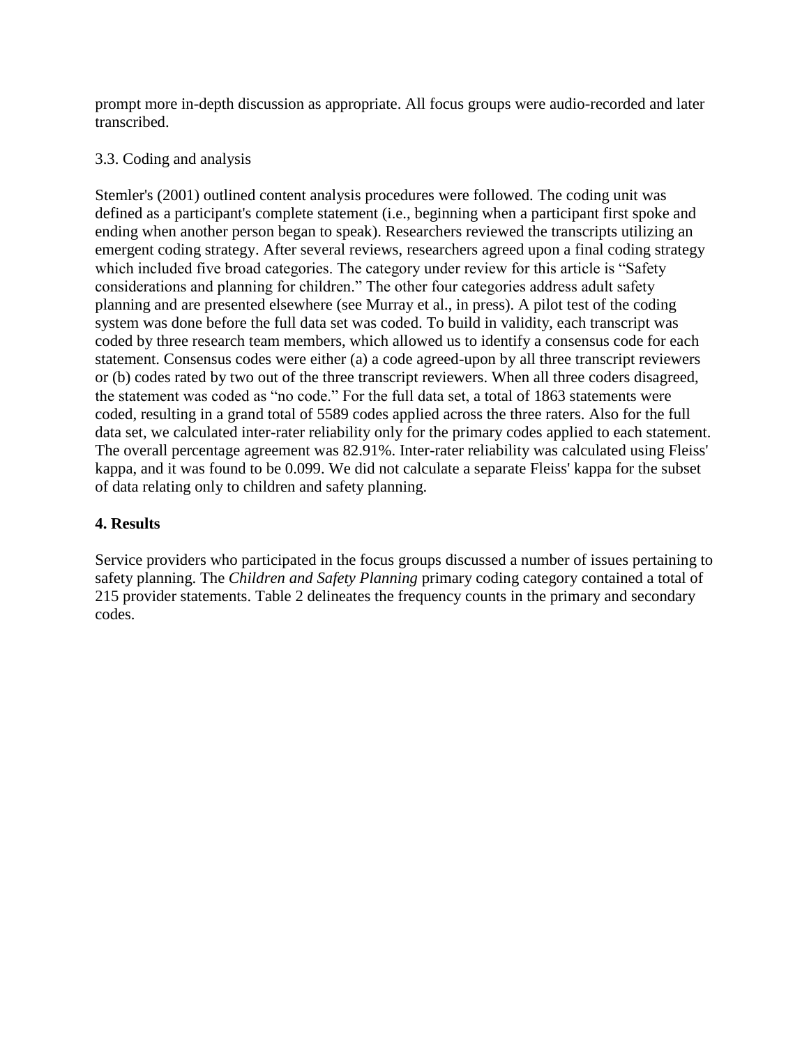prompt more in-depth discussion as appropriate. All focus groups were audio-recorded and later transcribed.

### 3.3. Coding and analysis

Stemler's (2001) outlined content analysis procedures were followed. The coding unit was defined as a participant's complete statement (i.e., beginning when a participant first spoke and ending when another person began to speak). Researchers reviewed the transcripts utilizing an emergent coding strategy. After several reviews, researchers agreed upon a final coding strategy which included five broad categories. The category under review for this article is "Safety considerations and planning for children." The other four categories address adult safety planning and are presented elsewhere (see Murray et al., in press). A pilot test of the coding system was done before the full data set was coded. To build in validity, each transcript was coded by three research team members, which allowed us to identify a consensus code for each statement. Consensus codes were either (a) a code agreed-upon by all three transcript reviewers or (b) codes rated by two out of the three transcript reviewers. When all three coders disagreed, the statement was coded as "no code." For the full data set, a total of 1863 statements were coded, resulting in a grand total of 5589 codes applied across the three raters. Also for the full data set, we calculated inter-rater reliability only for the primary codes applied to each statement. The overall percentage agreement was 82.91%. Inter-rater reliability was calculated using Fleiss' kappa, and it was found to be 0.099. We did not calculate a separate Fleiss' kappa for the subset of data relating only to children and safety planning.

## 4. Results

Service providers who participated in the focus groups discussed a number of issues pertaining to safety planning. The *Children and Safety Planning* primary coding category contained a total of 215 provider statements. Table 2 delineates the frequency counts in the primary and secondary codes.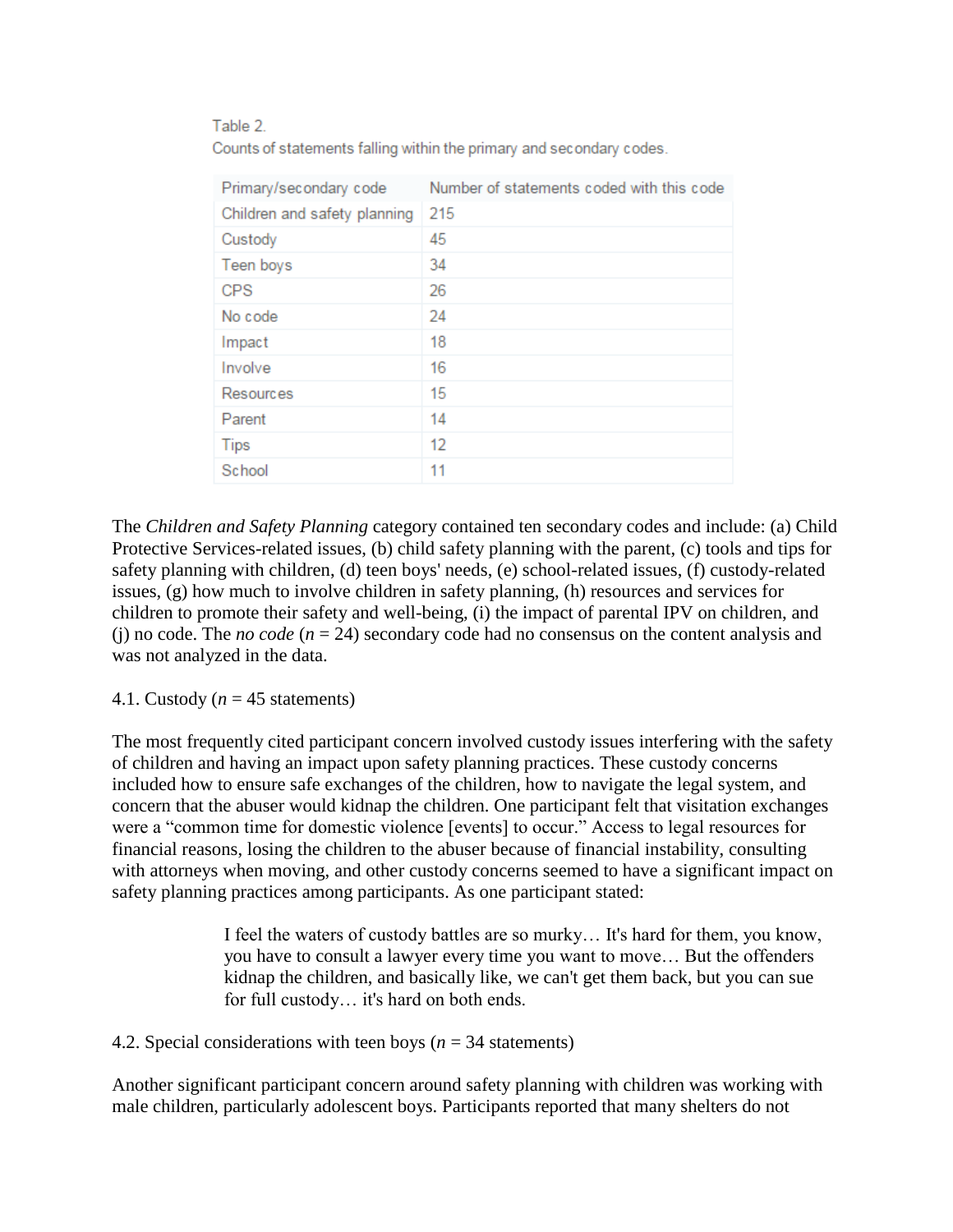Table 2.

Counts of statements falling within the primary and secondary codes.

| Primary/secondary code | Number of statements coded with this code |
|---|---|
| Children and safety planning | 215 |
| Custody | 45 |
| Teen boys | 34 |
| CPS | 26 |
| No code | 24 |
| Impact | 18 |
| Involve | 16 |
| Resources | 15 |
| Parent | 14 |
| Tips | 12 |
| School | 11 |

The *Children and Safety Planning* category contained ten secondary codes and include: (a) Child Protective Services-related issues, (b) child safety planning with the parent, (c) tools and tips for safety planning with children, (d) teen boys' needs, (e) school-related issues, (f) custody-related issues, (g) how much to involve children in safety planning, (h) resources and services for children to promote their safety and well-being, (i) the impact of parental IPV on children, and (j) no code. The *no code* ($n$ = 24) secondary code had no consensus on the content analysis and was not analyzed in the data.

4.1. Custody ($n$ = 45 statements)

The most frequently cited participant concern involved custody issues interfering with the safety of children and having an impact upon safety planning practices. These custody concerns included how to ensure safe exchanges of the children, how to navigate the legal system, and concern that the abuser would kidnap the children. One participant felt that visitation exchanges were a "common time for domestic violence [events] to occur." Access to legal resources for financial reasons, losing the children to the abuser because of financial instability, consulting with attorneys when moving, and other custody concerns seemed to have a significant impact on safety planning practices among participants. As one participant stated:

> I feel the waters of custody battles are so murky… It's hard for them, you know, you have to consult a lawyer every time you want to move… But the offenders kidnap the children, and basically like, we can't get them back, but you can sue for full custody… it's hard on both ends.

4.2. Special considerations with teen boys ($n$ = 34 statements)

Another significant participant concern around safety planning with children was working with male children, particularly adolescent boys. Participants reported that many shelters do not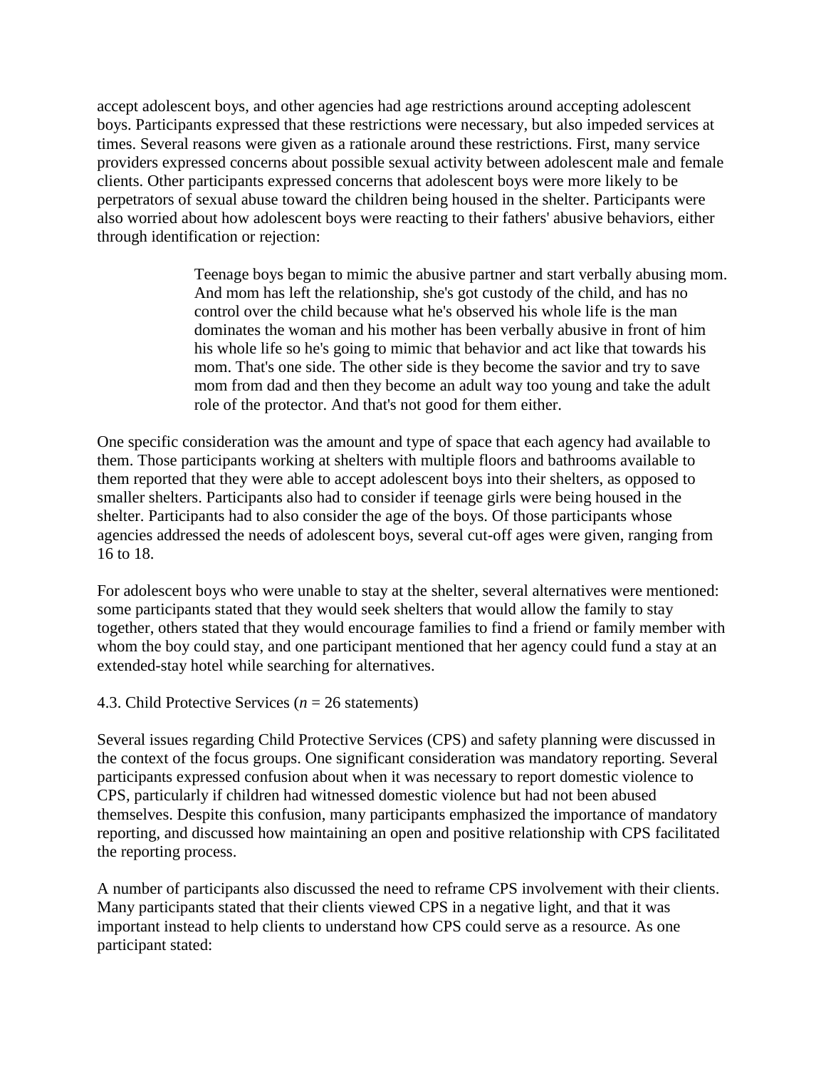accept adolescent boys, and other agencies had age restrictions around accepting adolescent boys. Participants expressed that these restrictions were necessary, but also impeded services at times. Several reasons were given as a rationale around these restrictions. First, many service providers expressed concerns about possible sexual activity between adolescent male and female clients. Other participants expressed concerns that adolescent boys were more likely to be perpetrators of sexual abuse toward the children being housed in the shelter. Participants were also worried about how adolescent boys were reacting to their fathers' abusive behaviors, either through identification or rejection:

> Teenage boys began to mimic the abusive partner and start verbally abusing mom. And mom has left the relationship, she's got custody of the child, and has no control over the child because what he's observed his whole life is the man dominates the woman and his mother has been verbally abusive in front of him his whole life so he's going to mimic that behavior and act like that towards his mom. That's one side. The other side is they become the savior and try to save mom from dad and then they become an adult way too young and take the adult role of the protector. And that's not good for them either.

One specific consideration was the amount and type of space that each agency had available to them. Those participants working at shelters with multiple floors and bathrooms available to them reported that they were able to accept adolescent boys into their shelters, as opposed to smaller shelters. Participants also had to consider if teenage girls were being housed in the shelter. Participants had to also consider the age of the boys. Of those participants whose agencies addressed the needs of adolescent boys, several cut-off ages were given, ranging from 16 to 18.

For adolescent boys who were unable to stay at the shelter, several alternatives were mentioned: some participants stated that they would seek shelters that would allow the family to stay together, others stated that they would encourage families to find a friend or family member with whom the boy could stay, and one participant mentioned that her agency could fund a stay at an extended-stay hotel while searching for alternatives.

### 4.3. Child Protective Services ($n$ = 26 statements)

Several issues regarding Child Protective Services (CPS) and safety planning were discussed in the context of the focus groups. One significant consideration was mandatory reporting. Several participants expressed confusion about when it was necessary to report domestic violence to CPS, particularly if children had witnessed domestic violence but had not been abused themselves. Despite this confusion, many participants emphasized the importance of mandatory reporting, and discussed how maintaining an open and positive relationship with CPS facilitated the reporting process.

A number of participants also discussed the need to reframe CPS involvement with their clients. Many participants stated that their clients viewed CPS in a negative light, and that it was important instead to help clients to understand how CPS could serve as a resource. As one participant stated: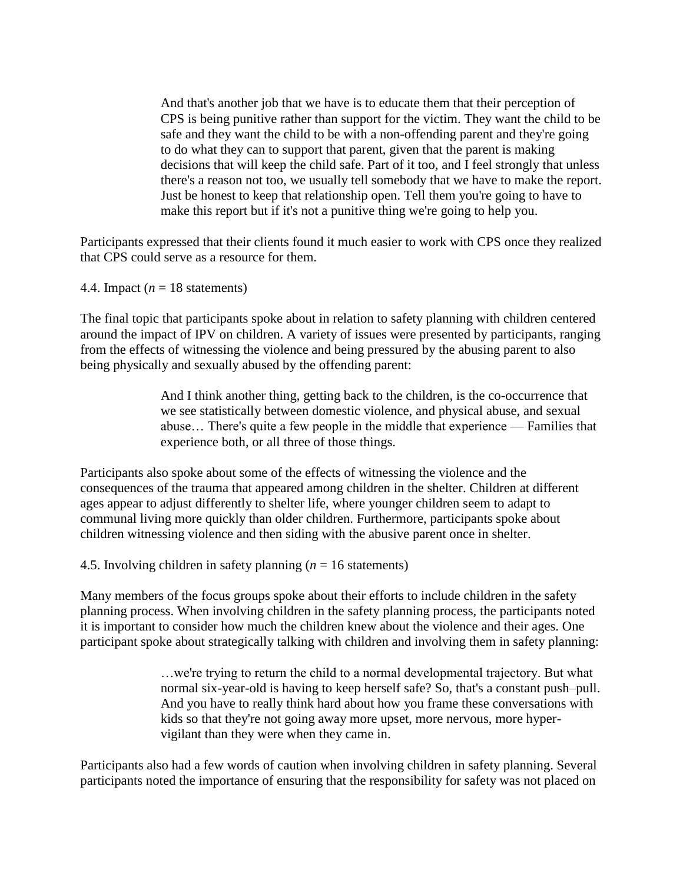> And that's another job that we have is to educate them that their perception of CPS is being punitive rather than support for the victim. They want the child to be safe and they want the child to be with a non-offending parent and they're going to do what they can to support that parent, given that the parent is making decisions that will keep the child safe. Part of it too, and I feel strongly that unless there's a reason not too, we usually tell somebody that we have to make the report. Just be honest to keep that relationship open. Tell them you're going to have to make this report but if it's not a punitive thing we're going to help you.

Participants expressed that their clients found it much easier to work with CPS once they realized that CPS could serve as a resource for them.

### 4.4. Impact (*n* = 18 statements)

The final topic that participants spoke about in relation to safety planning with children centered around the impact of IPV on children. A variety of issues were presented by participants, ranging from the effects of witnessing the violence and being pressured by the abusing parent to also being physically and sexually abused by the offending parent:

> And I think another thing, getting back to the children, is the co-occurrence that we see statistically between domestic violence, and physical abuse, and sexual abuse… There's quite a few people in the middle that experience — Families that experience both, or all three of those things.

Participants also spoke about some of the effects of witnessing the violence and the consequences of the trauma that appeared among children in the shelter. Children at different ages appear to adjust differently to shelter life, where younger children seem to adapt to communal living more quickly than older children. Furthermore, participants spoke about children witnessing violence and then siding with the abusive parent once in shelter.

### 4.5. Involving children in safety planning (*n* = 16 statements)

Many members of the focus groups spoke about their efforts to include children in the safety planning process. When involving children in the safety planning process, the participants noted it is important to consider how much the children knew about the violence and their ages. One participant spoke about strategically talking with children and involving them in safety planning:

> …we're trying to return the child to a normal developmental trajectory. But what normal six-year-old is having to keep herself safe? So, that's a constant push–pull. And you have to really think hard about how you frame these conversations with kids so that they're not going away more upset, more nervous, more hyper-vigilant than they were when they came in.

Participants also had a few words of caution when involving children in safety planning. Several participants noted the importance of ensuring that the responsibility for safety was not placed on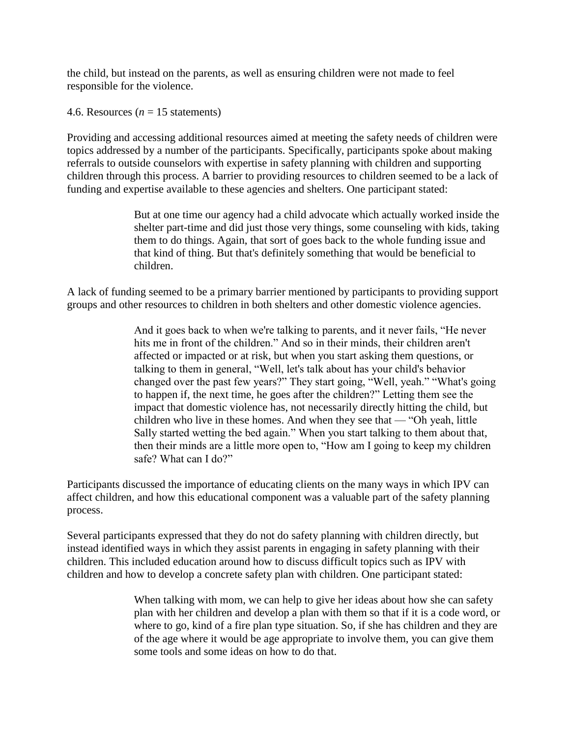the child, but instead on the parents, as well as ensuring children were not made to feel responsible for the violence.

### 4.6. Resources ($n$ = 15 statements)

Providing and accessing additional resources aimed at meeting the safety needs of children were topics addressed by a number of the participants. Specifically, participants spoke about making referrals to outside counselors with expertise in safety planning with children and supporting children through this process. A barrier to providing resources to children seemed to be a lack of funding and expertise available to these agencies and shelters. One participant stated:

> But at one time our agency had a child advocate which actually worked inside the shelter part-time and did just those very things, some counseling with kids, taking them to do things. Again, that sort of goes back to the whole funding issue and that kind of thing. But that's definitely something that would be beneficial to children.

A lack of funding seemed to be a primary barrier mentioned by participants to providing support groups and other resources to children in both shelters and other domestic violence agencies.

> And it goes back to when we're talking to parents, and it never fails, "He never hits me in front of the children." And so in their minds, their children aren't affected or impacted or at risk, but when you start asking them questions, or talking to them in general, "Well, let's talk about has your child's behavior changed over the past few years?" They start going, "Well, yeah." "What's going to happen if, the next time, he goes after the children?" Letting them see the impact that domestic violence has, not necessarily directly hitting the child, but children who live in these homes. And when they see that — "Oh yeah, little Sally started wetting the bed again." When you start talking to them about that, then their minds are a little more open to, "How am I going to keep my children safe? What can I do?"

Participants discussed the importance of educating clients on the many ways in which IPV can affect children, and how this educational component was a valuable part of the safety planning process.

Several participants expressed that they do not do safety planning with children directly, but instead identified ways in which they assist parents in engaging in safety planning with their children. This included education around how to discuss difficult topics such as IPV with children and how to develop a concrete safety plan with children. One participant stated:

> When talking with mom, we can help to give her ideas about how she can safety plan with her children and develop a plan with them so that if it is a code word, or where to go, kind of a fire plan type situation. So, if she has children and they are of the age where it would be age appropriate to involve them, you can give them some tools and some ideas on how to do that.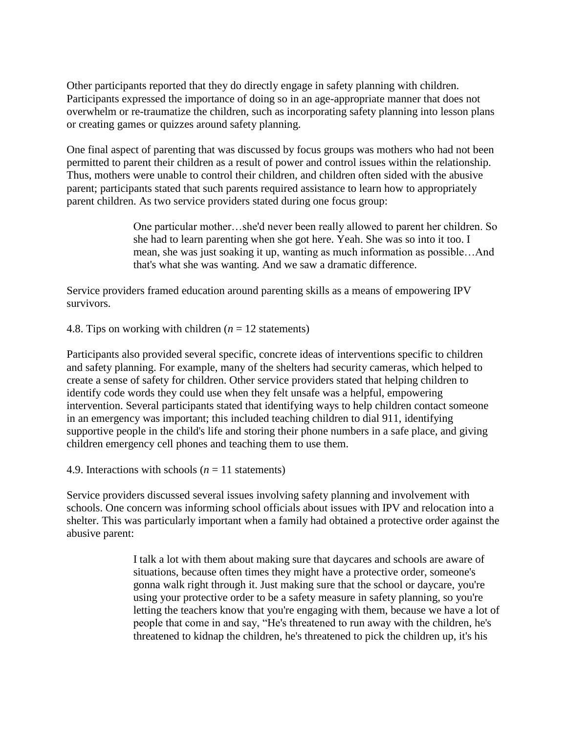Other participants reported that they do directly engage in safety planning with children. Participants expressed the importance of doing so in an age-appropriate manner that does not overwhelm or re-traumatize the children, such as incorporating safety planning into lesson plans or creating games or quizzes around safety planning.

One final aspect of parenting that was discussed by focus groups was mothers who had not been permitted to parent their children as a result of power and control issues within the relationship. Thus, mothers were unable to control their children, and children often sided with the abusive parent; participants stated that such parents required assistance to learn how to appropriately parent children. As two service providers stated during one focus group:

> One particular mother…she'd never been really allowed to parent her children. So she had to learn parenting when she got here. Yeah. She was so into it too. I mean, she was just soaking it up, wanting as much information as possible…And that's what she was wanting. And we saw a dramatic difference.

Service providers framed education around parenting skills as a means of empowering IPV survivors.

### 4.8. Tips on working with children (*n* = 12 statements)

Participants also provided several specific, concrete ideas of interventions specific to children and safety planning. For example, many of the shelters had security cameras, which helped to create a sense of safety for children. Other service providers stated that helping children to identify code words they could use when they felt unsafe was a helpful, empowering intervention. Several participants stated that identifying ways to help children contact someone in an emergency was important; this included teaching children to dial 911, identifying supportive people in the child's life and storing their phone numbers in a safe place, and giving children emergency cell phones and teaching them to use them.

### 4.9. Interactions with schools (*n* = 11 statements)

Service providers discussed several issues involving safety planning and involvement with schools. One concern was informing school officials about issues with IPV and relocation into a shelter. This was particularly important when a family had obtained a protective order against the abusive parent:

> I talk a lot with them about making sure that daycares and schools are aware of situations, because often times they might have a protective order, someone's gonna walk right through it. Just making sure that the school or daycare, you're using your protective order to be a safety measure in safety planning, so you're letting the teachers know that you're engaging with them, because we have a lot of people that come in and say, "He's threatened to run away with the children, he's threatened to kidnap the children, he's threatened to pick the children up, it's his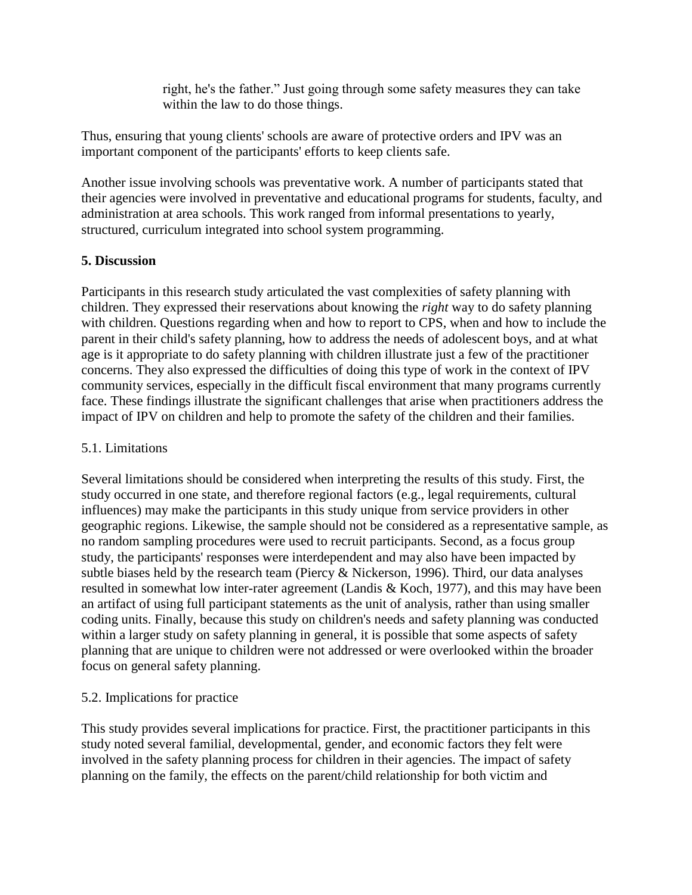> right, he's the father." Just going through some safety measures they can take within the law to do those things.

Thus, ensuring that young clients' schools are aware of protective orders and IPV was an important component of the participants' efforts to keep clients safe.

Another issue involving schools was preventative work. A number of participants stated that their agencies were involved in preventative and educational programs for students, faculty, and administration at area schools. This work ranged from informal presentations to yearly, structured, curriculum integrated into school system programming.

## 5. Discussion

Participants in this research study articulated the vast complexities of safety planning with children. They expressed their reservations about knowing the *right* way to do safety planning with children. Questions regarding when and how to report to CPS, when and how to include the parent in their child's safety planning, how to address the needs of adolescent boys, and at what age is it appropriate to do safety planning with children illustrate just a few of the practitioner concerns. They also expressed the difficulties of doing this type of work in the context of IPV community services, especially in the difficult fiscal environment that many programs currently face. These findings illustrate the significant challenges that arise when practitioners address the impact of IPV on children and help to promote the safety of the children and their families.

### 5.1. Limitations

Several limitations should be considered when interpreting the results of this study. First, the study occurred in one state, and therefore regional factors (e.g., legal requirements, cultural influences) may make the participants in this study unique from service providers in other geographic regions. Likewise, the sample should not be considered as a representative sample, as no random sampling procedures were used to recruit participants. Second, as a focus group study, the participants' responses were interdependent and may also have been impacted by subtle biases held by the research team (Piercy & Nickerson, 1996). Third, our data analyses resulted in somewhat low inter-rater agreement (Landis & Koch, 1977), and this may have been an artifact of using full participant statements as the unit of analysis, rather than using smaller coding units. Finally, because this study on children's needs and safety planning was conducted within a larger study on safety planning in general, it is possible that some aspects of safety planning that are unique to children were not addressed or were overlooked within the broader focus on general safety planning.

### 5.2. Implications for practice

This study provides several implications for practice. First, the practitioner participants in this study noted several familial, developmental, gender, and economic factors they felt were involved in the safety planning process for children in their agencies. The impact of safety planning on the family, the effects on the parent/child relationship for both victim and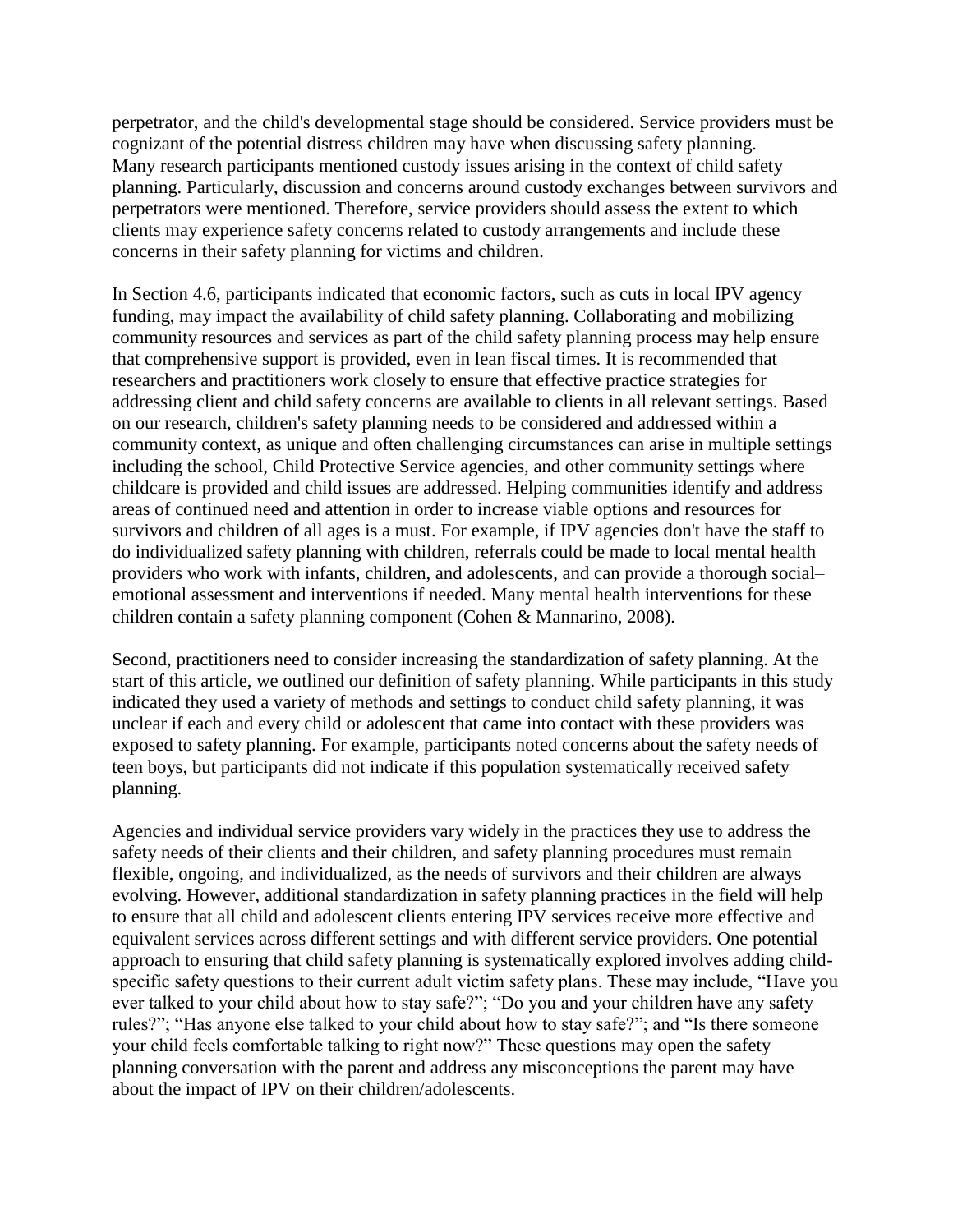perpetrator, and the child's developmental stage should be considered. Service providers must be cognizant of the potential distress children may have when discussing safety planning. Many research participants mentioned custody issues arising in the context of child safety planning. Particularly, discussion and concerns around custody exchanges between survivors and perpetrators were mentioned. Therefore, service providers should assess the extent to which clients may experience safety concerns related to custody arrangements and include these concerns in their safety planning for victims and children.

In Section 4.6, participants indicated that economic factors, such as cuts in local IPV agency funding, may impact the availability of child safety planning. Collaborating and mobilizing community resources and services as part of the child safety planning process may help ensure that comprehensive support is provided, even in lean fiscal times. It is recommended that researchers and practitioners work closely to ensure that effective practice strategies for addressing client and child safety concerns are available to clients in all relevant settings. Based on our research, children's safety planning needs to be considered and addressed within a community context, as unique and often challenging circumstances can arise in multiple settings including the school, Child Protective Service agencies, and other community settings where childcare is provided and child issues are addressed. Helping communities identify and address areas of continued need and attention in order to increase viable options and resources for survivors and children of all ages is a must. For example, if IPV agencies don't have the staff to do individualized safety planning with children, referrals could be made to local mental health providers who work with infants, children, and adolescents, and can provide a thorough social–emotional assessment and interventions if needed. Many mental health interventions for these children contain a safety planning component (Cohen & Mannarino, 2008).

Second, practitioners need to consider increasing the standardization of safety planning. At the start of this article, we outlined our definition of safety planning. While participants in this study indicated they used a variety of methods and settings to conduct child safety planning, it was unclear if each and every child or adolescent that came into contact with these providers was exposed to safety planning. For example, participants noted concerns about the safety needs of teen boys, but participants did not indicate if this population systematically received safety planning.

Agencies and individual service providers vary widely in the practices they use to address the safety needs of their clients and their children, and safety planning procedures must remain flexible, ongoing, and individualized, as the needs of survivors and their children are always evolving. However, additional standardization in safety planning practices in the field will help to ensure that all child and adolescent clients entering IPV services receive more effective and equivalent services across different settings and with different service providers. One potential approach to ensuring that child safety planning is systematically explored involves adding child-specific safety questions to their current adult victim safety plans. These may include, "Have you ever talked to your child about how to stay safe?"; "Do you and your children have any safety rules?"; "Has anyone else talked to your child about how to stay safe?"; and "Is there someone your child feels comfortable talking to right now?" These questions may open the safety planning conversation with the parent and address any misconceptions the parent may have about the impact of IPV on their children/adolescents.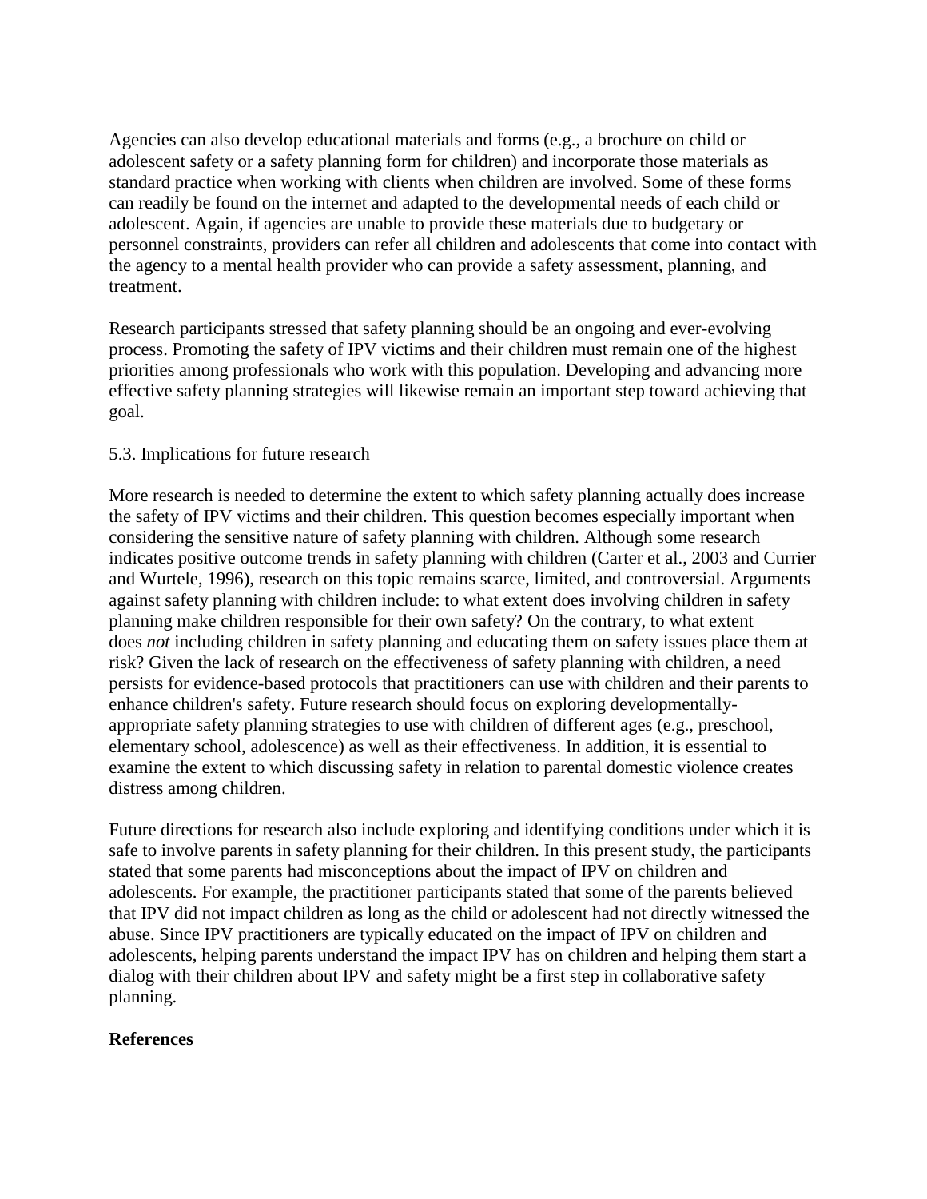Agencies can also develop educational materials and forms (e.g., a brochure on child or adolescent safety or a safety planning form for children) and incorporate those materials as standard practice when working with clients when children are involved. Some of these forms can readily be found on the internet and adapted to the developmental needs of each child or adolescent. Again, if agencies are unable to provide these materials due to budgetary or personnel constraints, providers can refer all children and adolescents that come into contact with the agency to a mental health provider who can provide a safety assessment, planning, and treatment.

Research participants stressed that safety planning should be an ongoing and ever-evolving process. Promoting the safety of IPV victims and their children must remain one of the highest priorities among professionals who work with this population. Developing and advancing more effective safety planning strategies will likewise remain an important step toward achieving that goal.

5.3. Implications for future research

More research is needed to determine the extent to which safety planning actually does increase the safety of IPV victims and their children. This question becomes especially important when considering the sensitive nature of safety planning with children. Although some research indicates positive outcome trends in safety planning with children (Carter et al., 2003 and Currier and Wurtele, 1996), research on this topic remains scarce, limited, and controversial. Arguments against safety planning with children include: to what extent does involving children in safety planning make children responsible for their own safety? On the contrary, to what extent does *not* including children in safety planning and educating them on safety issues place them at risk? Given the lack of research on the effectiveness of safety planning with children, a need persists for evidence-based protocols that practitioners can use with children and their parents to enhance children's safety. Future research should focus on exploring developmentally-appropriate safety planning strategies to use with children of different ages (e.g., preschool, elementary school, adolescence) as well as their effectiveness. In addition, it is essential to examine the extent to which discussing safety in relation to parental domestic violence creates distress among children.

Future directions for research also include exploring and identifying conditions under which it is safe to involve parents in safety planning for their children. In this present study, the participants stated that some parents had misconceptions about the impact of IPV on children and adolescents. For example, the practitioner participants stated that some of the parents believed that IPV did not impact children as long as the child or adolescent had not directly witnessed the abuse. Since IPV practitioners are typically educated on the impact of IPV on children and adolescents, helping parents understand the impact IPV has on children and helping them start a dialog with their children about IPV and safety might be a first step in collaborative safety planning.

**References**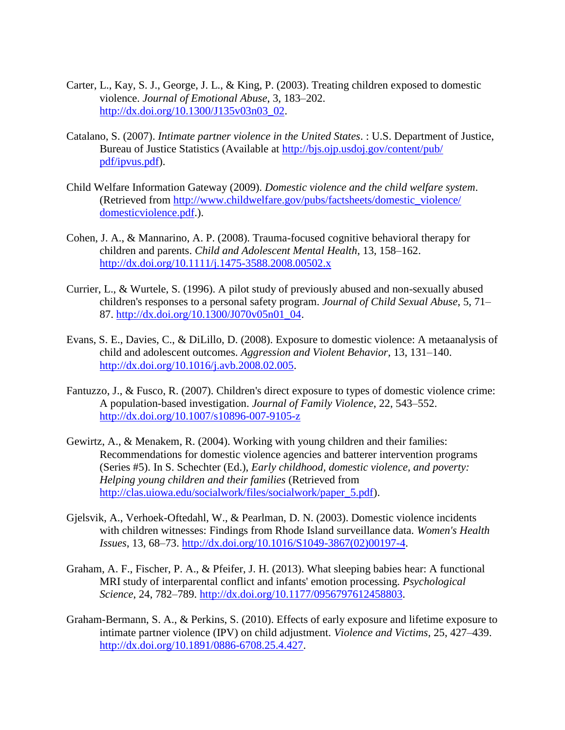Carter, L., Kay, S. J., George, J. L., & King, P. (2003). Treating children exposed to domestic violence. *Journal of Emotional Abuse*, 3, 183–202. http://dx.doi.org/10.1300/J135v03n03_02.

Catalano, S. (2007). *Intimate partner violence in the United States*. : U.S. Department of Justice, Bureau of Justice Statistics (Available at http://bjs.ojp.usdoj.gov/content/pub/pdf/ipvus.pdf).

Child Welfare Information Gateway (2009). *Domestic violence and the child welfare system*. (Retrieved from http://www.childwelfare.gov/pubs/factsheets/domestic_violence/domesticviolence.pdf.).

Cohen, J. A., & Mannarino, A. P. (2008). Trauma-focused cognitive behavioral therapy for children and parents. *Child and Adolescent Mental Health*, 13, 158–162. http://dx.doi.org/10.1111/j.1475-3588.2008.00502.x

Currier, L., & Wurtele, S. (1996). A pilot study of previously abused and non-sexually abused children's responses to a personal safety program. *Journal of Child Sexual Abuse*, 5, 71–87. http://dx.doi.org/10.1300/J070v05n01_04.

Evans, S. E., Davies, C., & DiLillo, D. (2008). Exposure to domestic violence: A metaanalysis of child and adolescent outcomes. *Aggression and Violent Behavior*, 13, 131–140. http://dx.doi.org/10.1016/j.avb.2008.02.005.

Fantuzzo, J., & Fusco, R. (2007). Children's direct exposure to types of domestic violence crime: A population-based investigation. *Journal of Family Violence*, 22, 543–552. http://dx.doi.org/10.1007/s10896-007-9105-z

Gewirtz, A., & Menakem, R. (2004). Working with young children and their families: Recommendations for domestic violence agencies and batterer intervention programs (Series #5). In S. Schechter (Ed.), *Early childhood, domestic violence, and poverty: Helping young children and their families* (Retrieved from http://clas.uiowa.edu/socialwork/files/socialwork/paper_5.pdf).

Gjelsvik, A., Verhoek-Oftedahl, W., & Pearlman, D. N. (2003). Domestic violence incidents with children witnesses: Findings from Rhode Island surveillance data. *Women's Health Issues*, 13, 68–73. http://dx.doi.org/10.1016/S1049-3867(02)00197-4.

Graham, A. F., Fischer, P. A., & Pfeifer, J. H. (2013). What sleeping babies hear: A functional MRI study of interparental conflict and infants' emotion processing. *Psychological Science*, 24, 782–789. http://dx.doi.org/10.1177/0956797612458803.

Graham-Bermann, S. A., & Perkins, S. (2010). Effects of early exposure and lifetime exposure to intimate partner violence (IPV) on child adjustment. *Violence and Victims*, 25, 427–439. http://dx.doi.org/10.1891/0886-6708.25.4.427.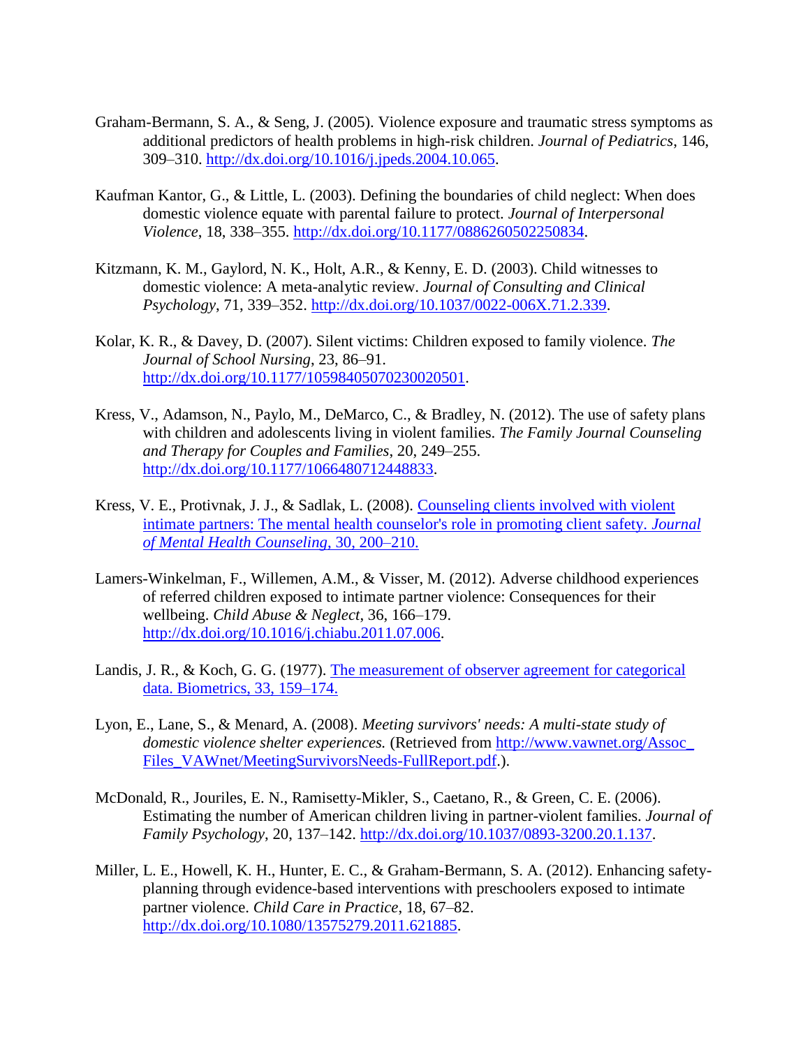Graham-Bermann, S. A., & Seng, J. (2005). Violence exposure and traumatic stress symptoms as additional predictors of health problems in high-risk children. *Journal of Pediatrics*, 146, 309–310. http://dx.doi.org/10.1016/j.jpeds.2004.10.065.

Kaufman Kantor, G., & Little, L. (2003). Defining the boundaries of child neglect: When does domestic violence equate with parental failure to protect. *Journal of Interpersonal Violence*, 18, 338–355. http://dx.doi.org/10.1177/0886260502250834.

Kitzmann, K. M., Gaylord, N. K., Holt, A.R., & Kenny, E. D. (2003). Child witnesses to domestic violence: A meta-analytic review. *Journal of Consulting and Clinical Psychology*, 71, 339–352. http://dx.doi.org/10.1037/0022-006X.71.2.339.

Kolar, K. R., & Davey, D. (2007). Silent victims: Children exposed to family violence. *The Journal of School Nursing*, 23, 86–91. http://dx.doi.org/10.1177/10598405070230020501.

Kress, V., Adamson, N., Paylo, M., DeMarco, C., & Bradley, N. (2012). The use of safety plans with children and adolescents living in violent families. *The Family Journal Counseling and Therapy for Couples and Families*, 20, 249–255. http://dx.doi.org/10.1177/1066480712448833.

Kress, V. E., Protivnak, J. J., & Sadlak, L. (2008). Counseling clients involved with violent intimate partners: The mental health counselor's role in promoting client safety. *Journal of Mental Health Counseling*, 30, 200–210.

Lamers-Winkelman, F., Willemen, A.M., & Visser, M. (2012). Adverse childhood experiences of referred children exposed to intimate partner violence: Consequences for their wellbeing. *Child Abuse & Neglect*, 36, 166–179. http://dx.doi.org/10.1016/j.chiabu.2011.07.006.

Landis, J. R., & Koch, G. G. (1977). The measurement of observer agreement for categorical data. Biometrics, 33, 159–174.

Lyon, E., Lane, S., & Menard, A. (2008). *Meeting survivors' needs: A multi-state study of domestic violence shelter experiences.* (Retrieved from http://www.vawnet.org/Assoc_Files_VAWnet/MeetingSurvivorsNeeds-FullReport.pdf.).

McDonald, R., Jouriles, E. N., Ramisetty-Mikler, S., Caetano, R., & Green, C. E. (2006). Estimating the number of American children living in partner-violent families. *Journal of Family Psychology*, 20, 137–142. http://dx.doi.org/10.1037/0893-3200.20.1.137.

Miller, L. E., Howell, K. H., Hunter, E. C., & Graham-Bermann, S. A. (2012). Enhancing safety-planning through evidence-based interventions with preschoolers exposed to intimate partner violence. *Child Care in Practice*, 18, 67–82. http://dx.doi.org/10.1080/13575279.2011.621885.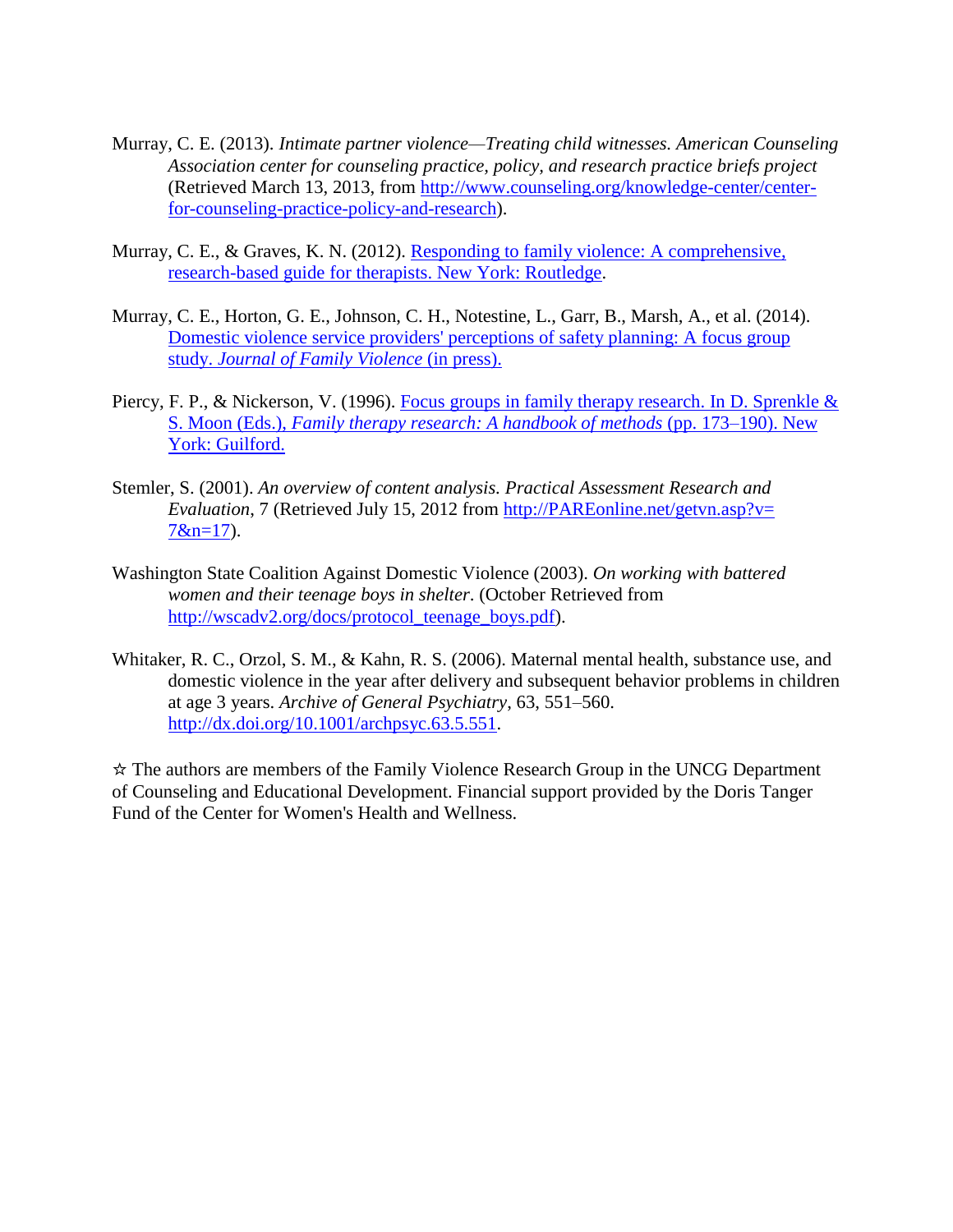Murray, C. E. (2013). *Intimate partner violence—Treating child witnesses. American Counseling Association center for counseling practice, policy, and research practice briefs project* (Retrieved March 13, 2013, from http://www.counseling.org/knowledge-center/center-for-counseling-practice-policy-and-research).

Murray, C. E., & Graves, K. N. (2012). Responding to family violence: A comprehensive, research-based guide for therapists. New York: Routledge.

Murray, C. E., Horton, G. E., Johnson, C. H., Notestine, L., Garr, B., Marsh, A., et al. (2014). Domestic violence service providers' perceptions of safety planning: A focus group study. *Journal of Family Violence* (in press).

Piercy, F. P., & Nickerson, V. (1996). Focus groups in family therapy research. In D. Sprenkle & S. Moon (Eds.), *Family therapy research: A handbook of methods* (pp. 173–190). New York: Guilford.

Stemler, S. (2001). *An overview of content analysis. Practical Assessment Research and Evaluation*, 7 (Retrieved July 15, 2012 from http://PAREonline.net/getvn.asp?v=7&n=17).

Washington State Coalition Against Domestic Violence (2003). *On working with battered women and their teenage boys in shelter*. (October Retrieved from http://wscadv2.org/docs/protocol_teenage_boys.pdf).

Whitaker, R. C., Orzol, S. M., & Kahn, R. S. (2006). Maternal mental health, substance use, and domestic violence in the year after delivery and subsequent behavior problems in children at age 3 years. *Archive of General Psychiatry*, 63, 551–560. http://dx.doi.org/10.1001/archpsyc.63.5.551.

☆ The authors are members of the Family Violence Research Group in the UNCG Department of Counseling and Educational Development. Financial support provided by the Doris Tanger Fund of the Center for Women's Health and Wellness.